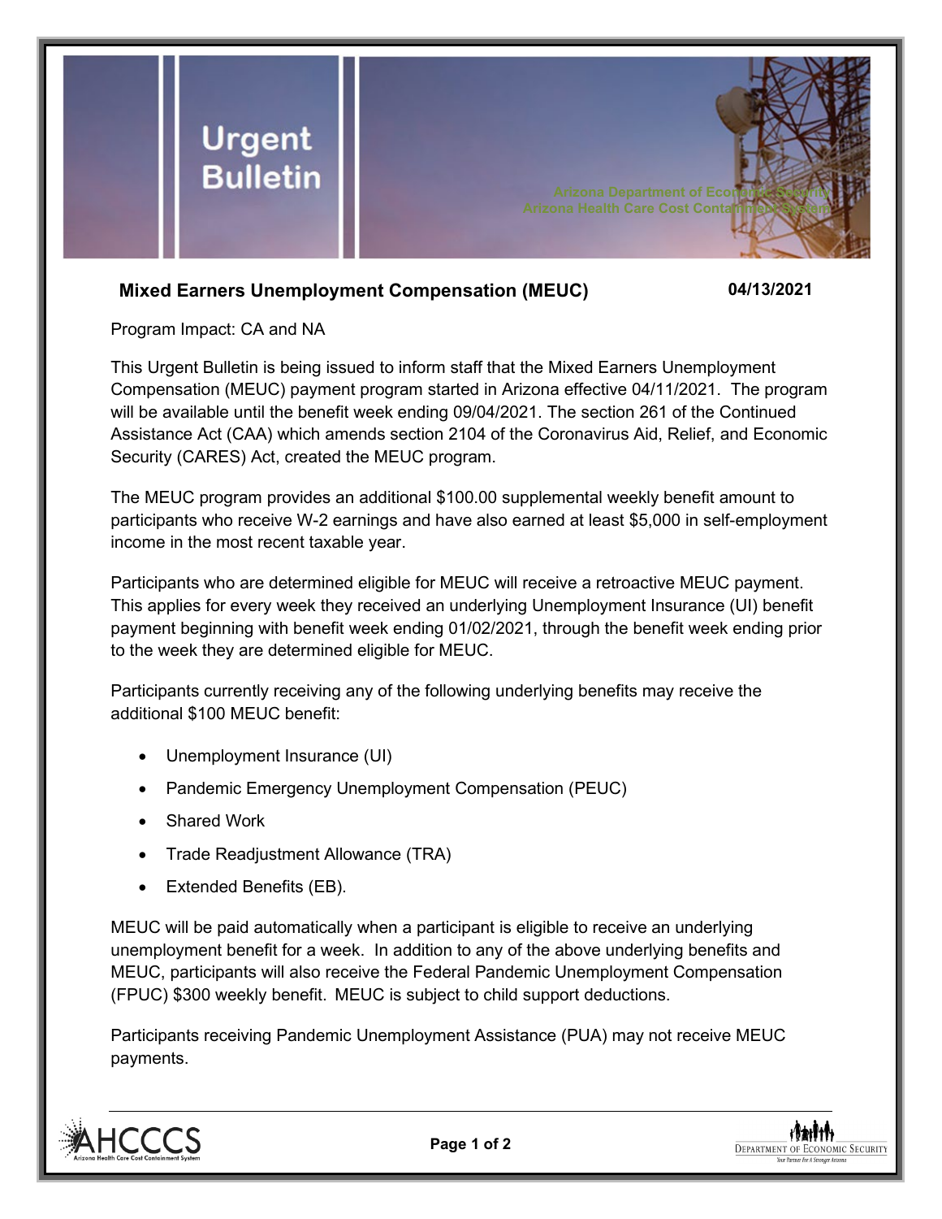# Urgent Bulletin

Arizona Department of Economic Security
Arizona Health Care Cost Containment System

## Mixed Earners Unemployment Compensation (MEUC)

**04/13/2021**

Program Impact: CA and NA

This Urgent Bulletin is being issued to inform staff that the Mixed Earners Unemployment Compensation (MEUC) payment program started in Arizona effective 04/11/2021. The program will be available until the benefit week ending 09/04/2021. The section 261 of the Continued Assistance Act (CAA) which amends section 2104 of the Coronavirus Aid, Relief, and Economic Security (CARES) Act, created the MEUC program.

The MEUC program provides an additional $100.00 supplemental weekly benefit amount to participants who receive W-2 earnings and have also earned at least $5,000 in self-employment income in the most recent taxable year.

Participants who are determined eligible for MEUC will receive a retroactive MEUC payment. This applies for every week they received an underlying Unemployment Insurance (UI) benefit payment beginning with benefit week ending 01/02/2021, through the benefit week ending prior to the week they are determined eligible for MEUC.

Participants currently receiving any of the following underlying benefits may receive the additional $100 MEUC benefit:

- Unemployment Insurance (UI)
- Pandemic Emergency Unemployment Compensation (PEUC)
- Shared Work
- Trade Readjustment Allowance (TRA)
- Extended Benefits (EB).

MEUC will be paid automatically when a participant is eligible to receive an underlying unemployment benefit for a week. In addition to any of the above underlying benefits and MEUC, participants will also receive the Federal Pandemic Unemployment Compensation (FPUC) $300 weekly benefit. MEUC is subject to child support deductions.

Participants receiving Pandemic Unemployment Assistance (PUA) may not receive MEUC payments.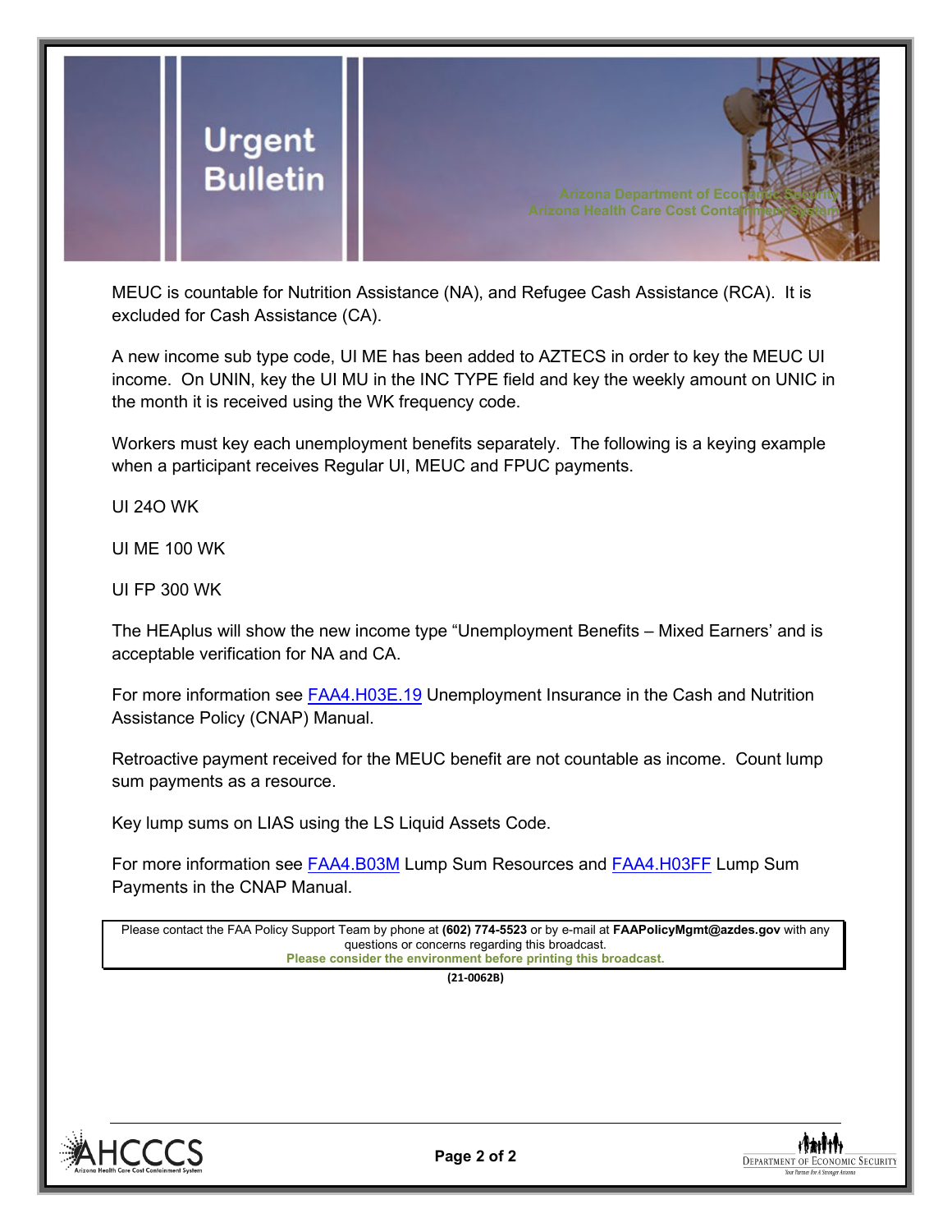# Urgent Bulletin

Arizona Department of Economic Security
Arizona Health Care Cost Containment System

MEUC is countable for Nutrition Assistance (NA), and Refugee Cash Assistance (RCA). It is excluded for Cash Assistance (CA).

A new income sub type code, UI ME has been added to AZTECS in order to key the MEUC UI income. On UNIN, key the UI MU in the INC TYPE field and key the weekly amount on UNIC in the month it is received using the WK frequency code.

Workers must key each unemployment benefits separately. The following is a keying example when a participant receives Regular UI, MEUC and FPUC payments.

UI 24O WK

UI ME 100 WK

UI FP 300 WK

The HEAplus will show the new income type "Unemployment Benefits – Mixed Earners' and is acceptable verification for NA and CA.

For more information see FAA4.H03E.19 Unemployment Insurance in the Cash and Nutrition Assistance Policy (CNAP) Manual.

Retroactive payment received for the MEUC benefit are not countable as income. Count lump sum payments as a resource.

Key lump sums on LIAS using the LS Liquid Assets Code.

For more information see FAA4.B03M Lump Sum Resources and FAA4.H03FF Lump Sum Payments in the CNAP Manual.

Please contact the FAA Policy Support Team by phone at **(602) 774-5523** or by e-mail at **FAAPolicyMgmt@azdes.gov** with any questions or concerns regarding this broadcast.
**Please consider the environment before printing this broadcast.**

**(21-0062B)**